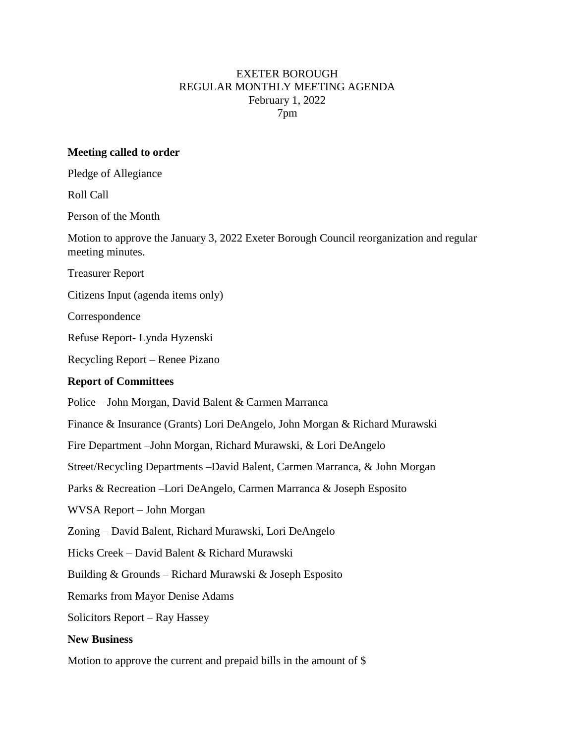# EXETER BOROUGH
## REGULAR MONTHLY MEETING AGENDA
February 1, 2022
7pm

**Meeting called to order**

Pledge of Allegiance

Roll Call

Person of the Month

Motion to approve the January 3, 2022 Exeter Borough Council reorganization and regular meeting minutes.

Treasurer Report

Citizens Input (agenda items only)

Correspondence

Refuse Report- Lynda Hyzenski

Recycling Report – Renee Pizano

**Report of Committees**

Police – John Morgan, David Balent & Carmen Marranca

Finance & Insurance (Grants) Lori DeAngelo, John Morgan & Richard Murawski

Fire Department –John Morgan, Richard Murawski, & Lori DeAngelo

Street/Recycling Departments –David Balent, Carmen Marranca, & John Morgan

Parks & Recreation –Lori DeAngelo, Carmen Marranca & Joseph Esposito

WVSA Report – John Morgan

Zoning – David Balent, Richard Murawski, Lori DeAngelo

Hicks Creek – David Balent & Richard Murawski

Building & Grounds – Richard Murawski & Joseph Esposito

Remarks from Mayor Denise Adams

Solicitors Report – Ray Hassey

**New Business**

Motion to approve the current and prepaid bills in the amount of $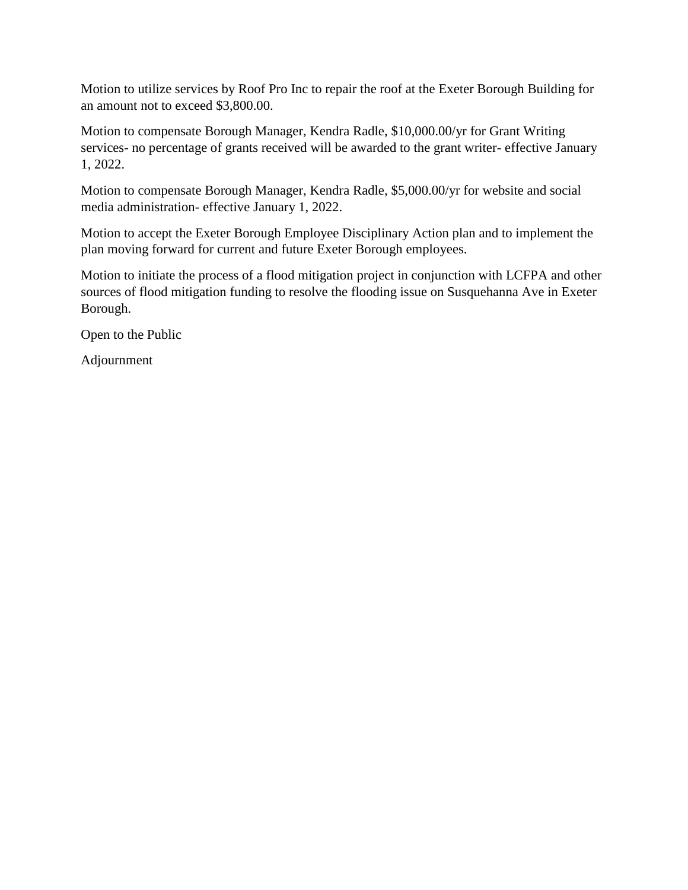Motion to utilize services by Roof Pro Inc to repair the roof at the Exeter Borough Building for an amount not to exceed $3,800.00.

Motion to compensate Borough Manager, Kendra Radle, $10,000.00/yr for Grant Writing services- no percentage of grants received will be awarded to the grant writer- effective January 1, 2022.

Motion to compensate Borough Manager, Kendra Radle, $5,000.00/yr for website and social media administration- effective January 1, 2022.

Motion to accept the Exeter Borough Employee Disciplinary Action plan and to implement the plan moving forward for current and future Exeter Borough employees.

Motion to initiate the process of a flood mitigation project in conjunction with LCFPA and other sources of flood mitigation funding to resolve the flooding issue on Susquehanna Ave in Exeter Borough.

Open to the Public

Adjournment